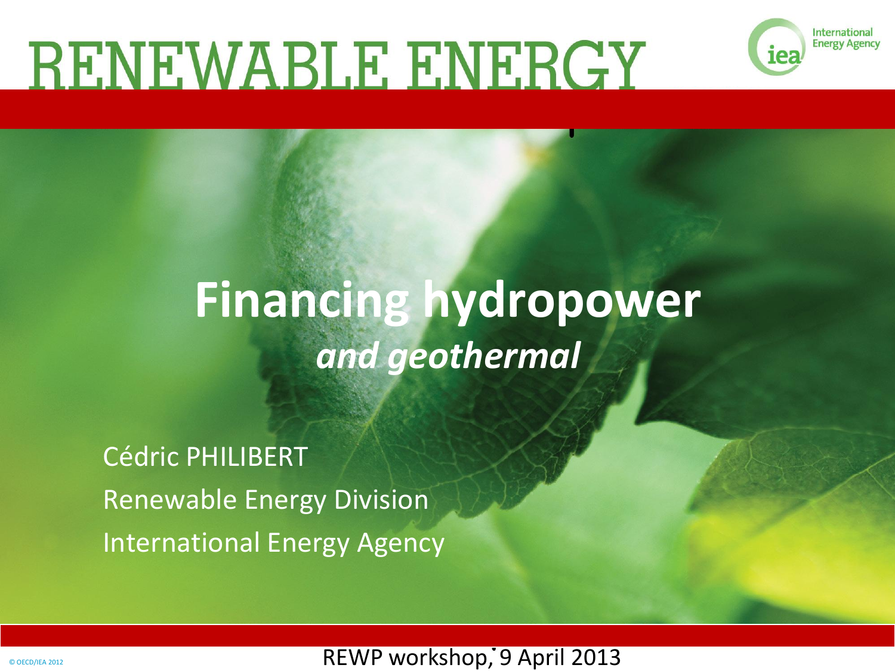# RENEWABLE ENERGY

# Financing hydropower

***and geothermal***

Cédric PHILIBERT

Renewable Energy Division

International Energy Agency

REWP workshop, 9 April 2013

© OECD/IEA 2012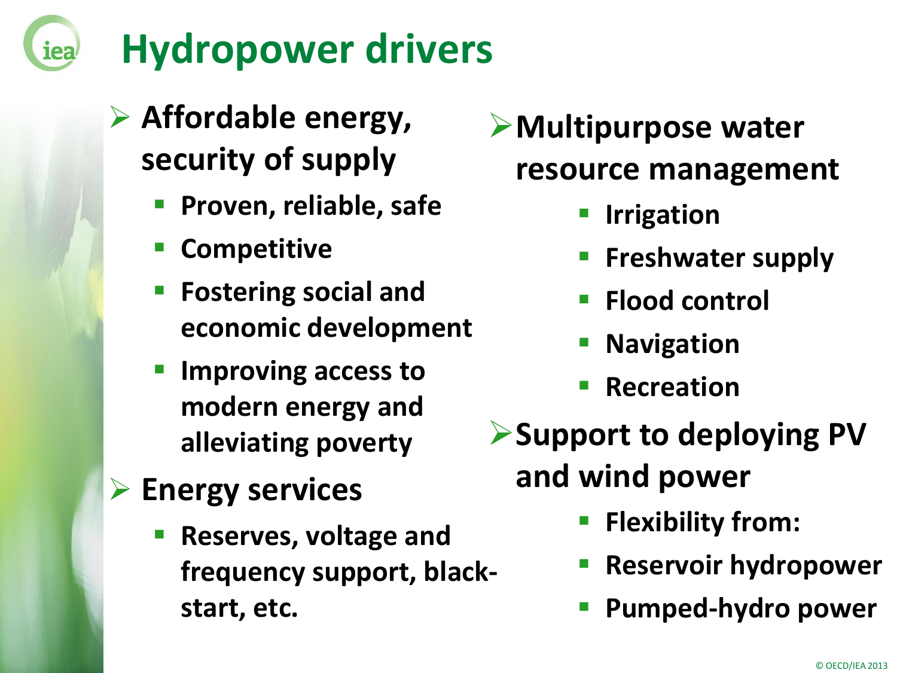# Hydropower drivers

- **Affordable energy, security of supply**
  - **Proven, reliable, safe**
  - **Competitive**
  - **Fostering social and economic development**
  - **Improving access to modern energy and alleviating poverty**
- **Energy services**
  - **Reserves, voltage and frequency support, black-start, etc.**
- **Multipurpose water resource management**
  - **Irrigation**
  - **Freshwater supply**
  - **Flood control**
  - **Navigation**
  - **Recreation**
- **Support to deploying PV and wind power**
  - **Flexibility from:**
  - **Reservoir hydropower**
  - **Pumped-hydro power**

© OECD/IEA 2013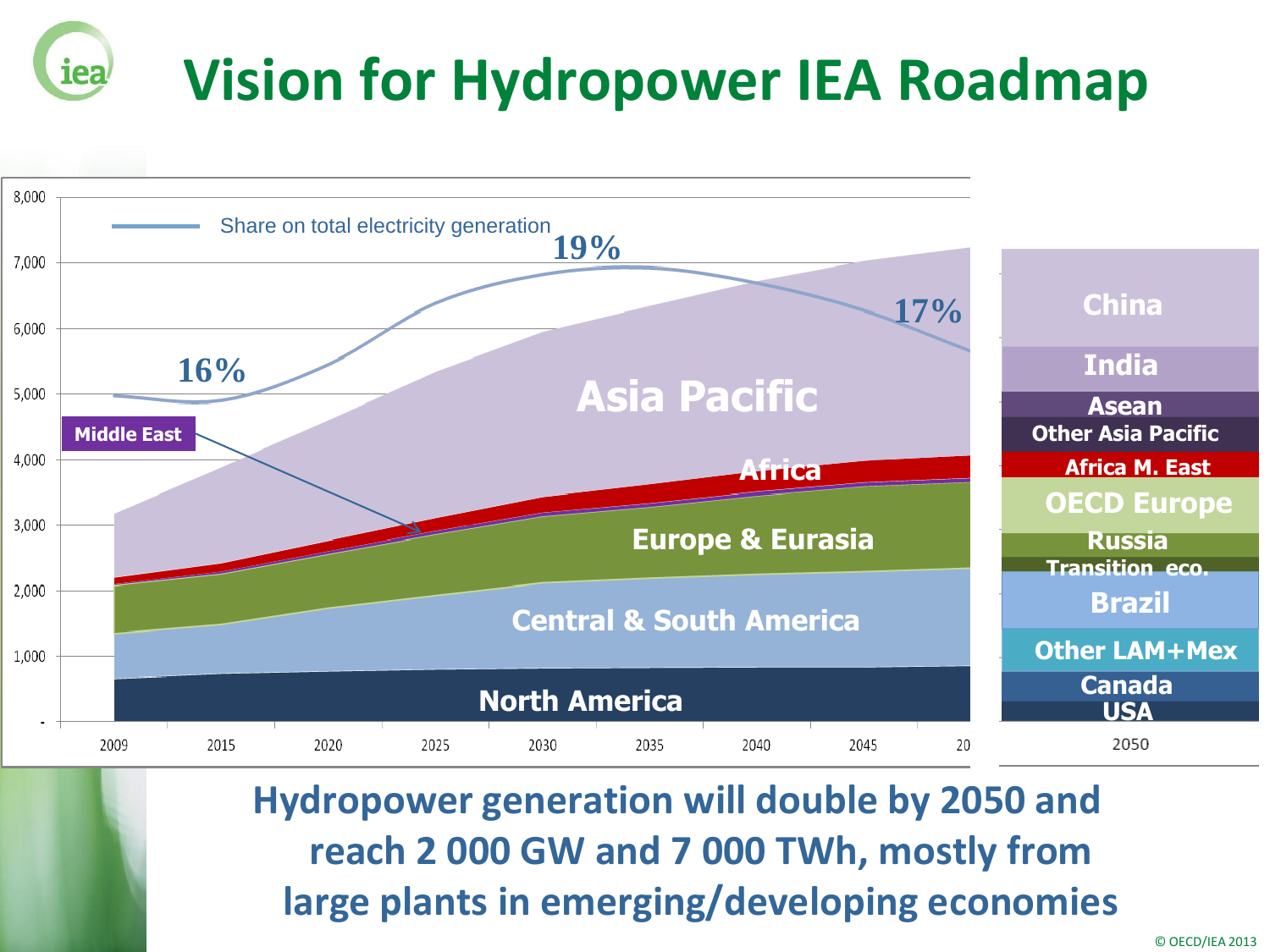# Vision for Hydropower IEA Roadmap

8,000
7,000
6,000
5,000
4,000
3,000
2,000
1,000
-

Share on total electricity generation

16%

19%

17%

Middle East

Asia Pacific

Africa

Europe & Eurasia

Central & South America

North America

2009 2015 2020 2025 2030 2035 2040 2045 20

China
India
Asean
Other Asia Pacific
Africa M. East
OECD Europe
Russia
Transition eco.
Brazil
Other LAM+Mex
Canada
USA

2050

**Hydropower generation will double by 2050 and reach 2 000 GW and 7 000 TWh, mostly from large plants in emerging/developing economies**

© OECD/IEA 2013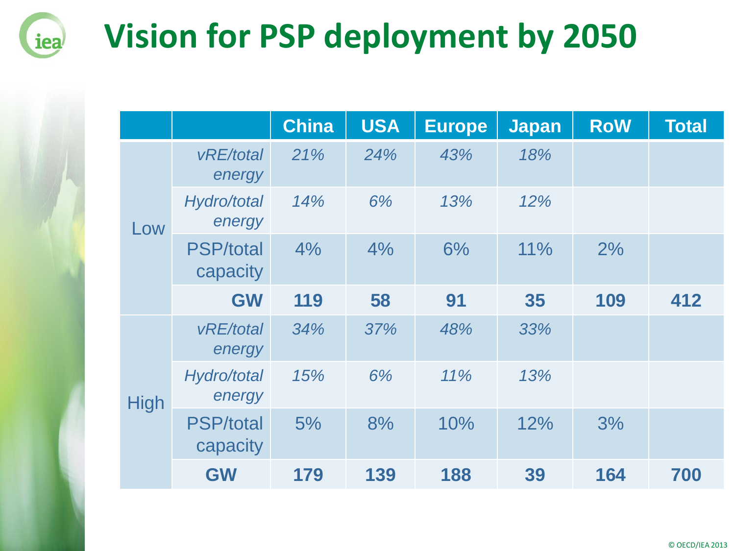# Vision for PSP deployment by 2050

| | | China | USA | Europe | Japan | RoW | Total |
|---|---|---|---|---|---|---|---|
| Low | *vRE/total energy* | *21%* | *24%* | *43%* | *18%* | | |
| | *Hydro/total energy* | *14%* | *6%* | *13%* | *12%* | | |
| | PSP/total capacity | 4% | 4% | 6% | 11% | 2% | |
| | **GW** | **119** | **58** | **91** | **35** | **109** | **412** |
| High | *vRE/total energy* | *34%* | *37%* | *48%* | *33%* | | |
| | *Hydro/total energy* | *15%* | *6%* | *11%* | *13%* | | |
| | PSP/total capacity | 5% | 8% | 10% | 12% | 3% | |
| | **GW** | **179** | **139** | **188** | **39** | **164** | **700** |

© OECD/IEA 2013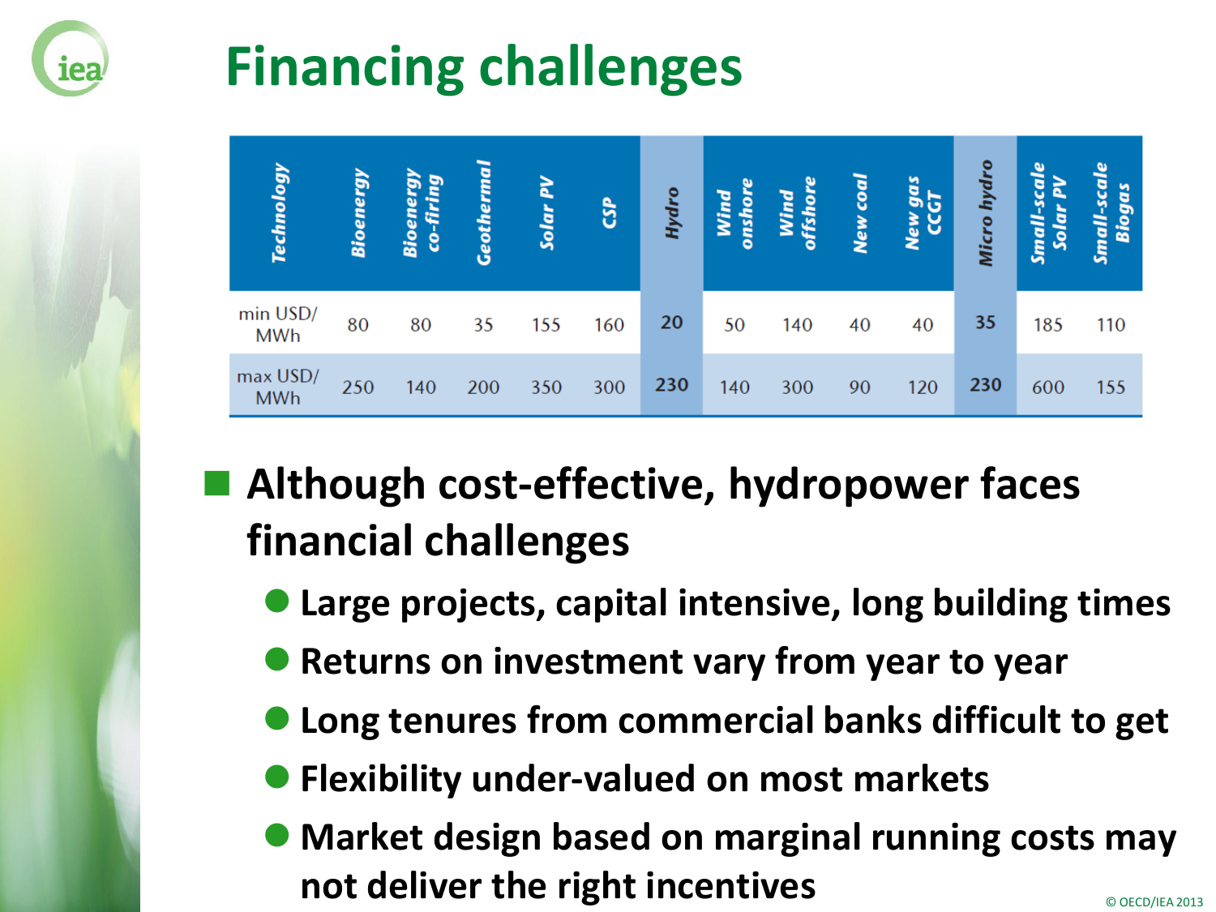# Financing challenges

| Technology | Bioenergy | Bioenergy co-firing | Geothermal | Solar PV | CSP | Hydro | Wind onshore | Wind offshore | New coal | New gas CCGT | Micro hydro | Small-scale Solar PV | Small-scale Biogas |
|---|---|---|---|---|---|---|---|---|---|---|---|---|---|
| min USD/ MWh | 80 | 80 | 35 | 155 | 160 | **20** | 50 | 140 | 40 | 40 | **35** | 185 | 110 |
| max USD/ MWh | 250 | 140 | 200 | 350 | 300 | **230** | 140 | 300 | 90 | 120 | **230** | 600 | 155 |

- **Although cost-effective, hydropower faces financial challenges**
  - **Large projects, capital intensive, long building times**
  - **Returns on investment vary from year to year**
  - **Long tenures from commercial banks difficult to get**
  - **Flexibility under-valued on most markets**
  - **Market design based on marginal running costs may not deliver the right incentives**

© OECD/IEA 2013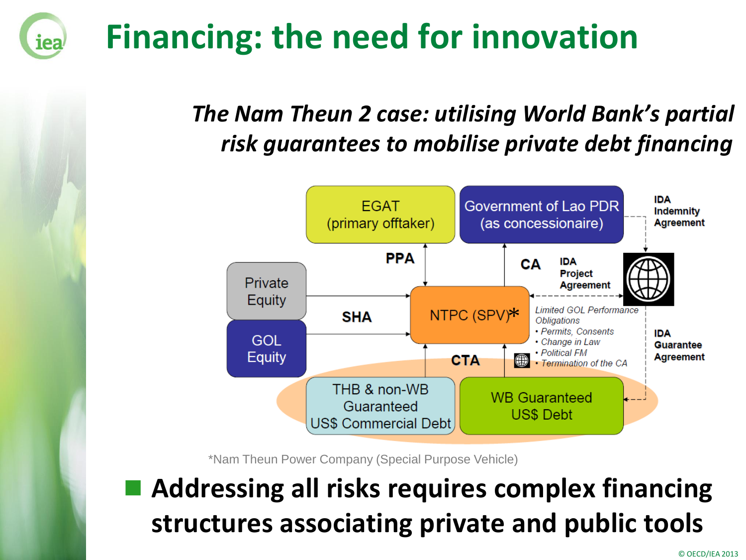# Financing: the need for innovation

*The Nam Theun 2 case: utilising World Bank's partial risk guarantees to mobilise private debt financing*

EGAT (primary offtaker)

Government of Lao PDR (as concessionaire)

IDA Indemnity Agreement

PPA

CA

IDA Project Agreement

Private Equity

GOL Equity

SHA

NTPC (SPV)*

Limited GOL Performance Obligations
- Permits, Consents
- Change in Law
- Political FM
- Termination of the CA

IDA Guarantee Agreement

CTA

THB & non-WB Guaranteed US$ Commercial Debt

WB Guaranteed US$ Debt

*Nam Theun Power Company (Special Purpose Vehicle)

- **Addressing all risks requires complex financing structures associating private and public tools**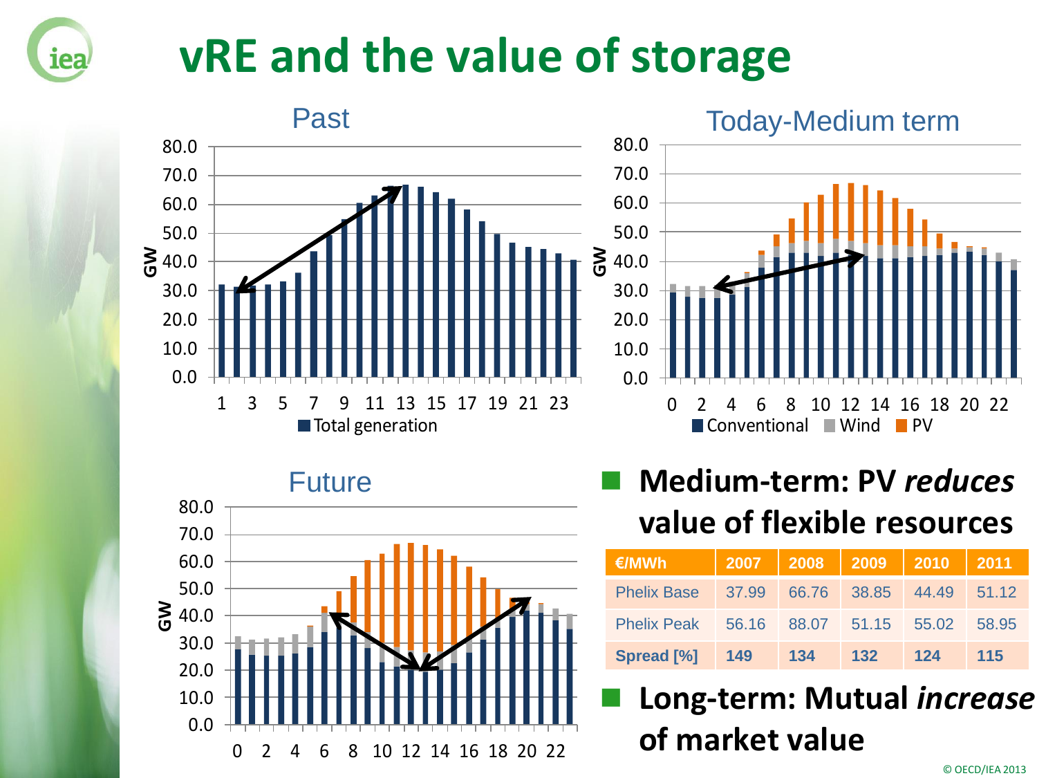# vRE and the value of storage

Past

GW

80.0
70.0
60.0
50.0
40.0
30.0
20.0
10.0
0.0

1 3 5 7 9 11 13 15 17 19 21 23

Total generation

Today-Medium term

GW

80.0
70.0
60.0
50.0
40.0
30.0
20.0
10.0
0.0

0 2 4 6 8 10 12 14 16 18 20 22

Conventional Wind PV

Future

GW

80.0
70.0
60.0
50.0
40.0
30.0
20.0
10.0
0.0

0 2 4 6 8 10 12 14 16 18 20 22

- **Medium-term: PV *reduces* value of flexible resources**

| €/MWh | 2007 | 2008 | 2009 | 2010 | 2011 |
|---|---|---|---|---|---|
| Phelix Base | 37.99 | 66.76 | 38.85 | 44.49 | 51.12 |
| Phelix Peak | 56.16 | 88.07 | 51.15 | 55.02 | 58.95 |
| **Spread [%]** | **149** | **134** | **132** | **124** | **115** |

- **Long-term: Mutual *increase* of market value**

© OECD/IEA 2013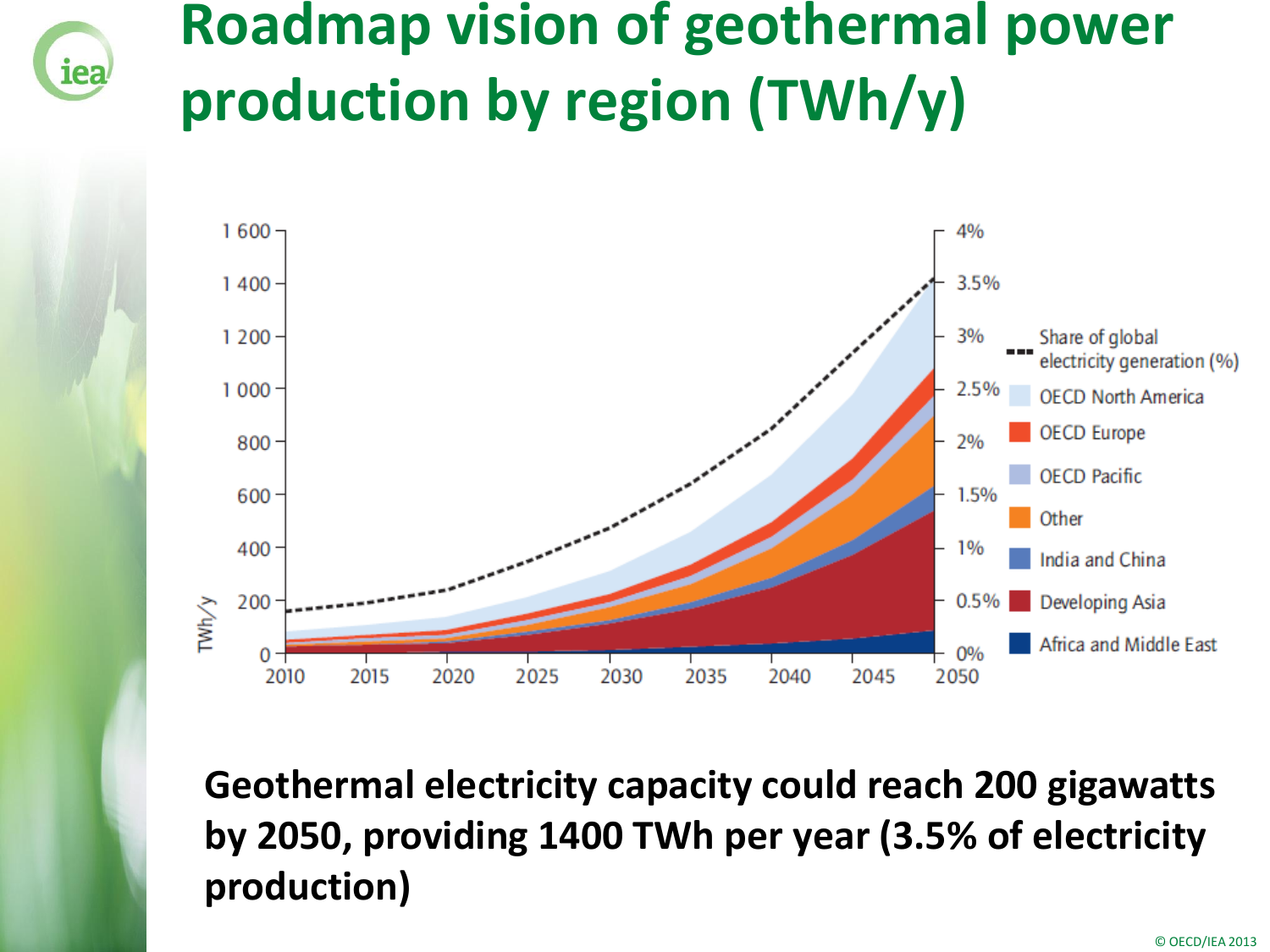# Roadmap vision of geothermal power production by region (TWh/y)

TWh/y

1 600
1 400
1 200
1 000
800
600
400
200
0

4%
3.5%
3%
2.5%
2%
1.5%
1%
0.5%
0%

2010 2015 2020 2025 2030 2035 2040 2045 2050

Share of global electricity generation (%)
OECD North America
OECD Europe
OECD Pacific
Other
India and China
Developing Asia
Africa and Middle East

**Geothermal electricity capacity could reach 200 gigawatts by 2050, providing 1400 TWh per year (3.5% of electricity production)**

© OECD/IEA 2013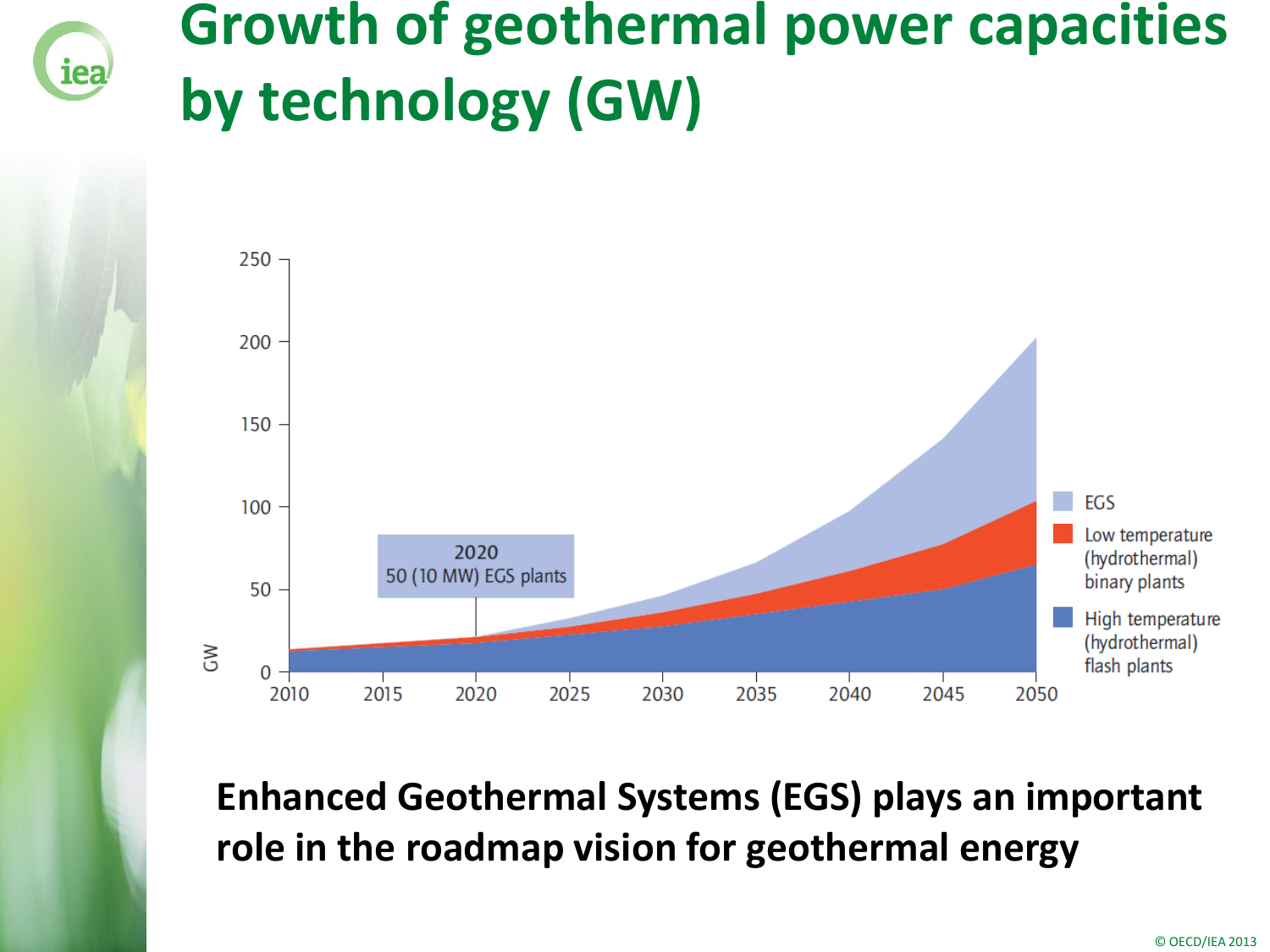# Growth of geothermal power capacities by technology (GW)

250
200
150
100
50
0
GW

2010
2015
2020
2025
2030
2035
2040
2045
2050

2020
50 (10 MW) EGS plants

EGS
Low temperature (hydrothermal) binary plants
High temperature (hydrothermal) flash plants

**Enhanced Geothermal Systems (EGS) plays an important role in the roadmap vision for geothermal energy**

© OECD/IEA 2013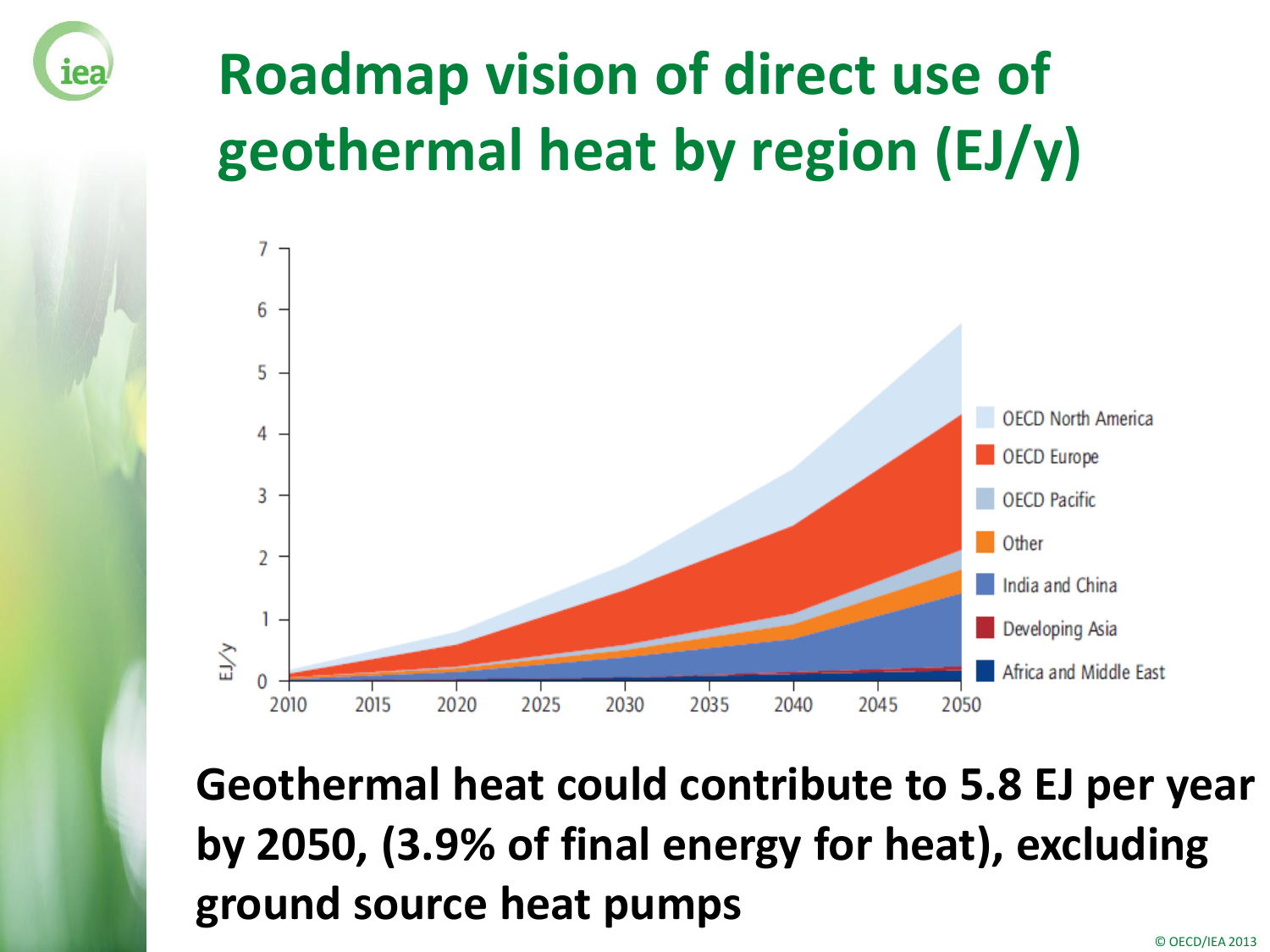# Roadmap vision of direct use of geothermal heat by region (EJ/y)

EJ/y

7
6
5
4
3
2
1
0

2010 2015 2020 2025 2030 2035 2040 2045 2050

OECD North America
OECD Europe
OECD Pacific
Other
India and China
Developing Asia
Africa and Middle East

**Geothermal heat could contribute to 5.8 EJ per year by 2050, (3.9% of final energy for heat), excluding ground source heat pumps**

© OECD/IEA 2013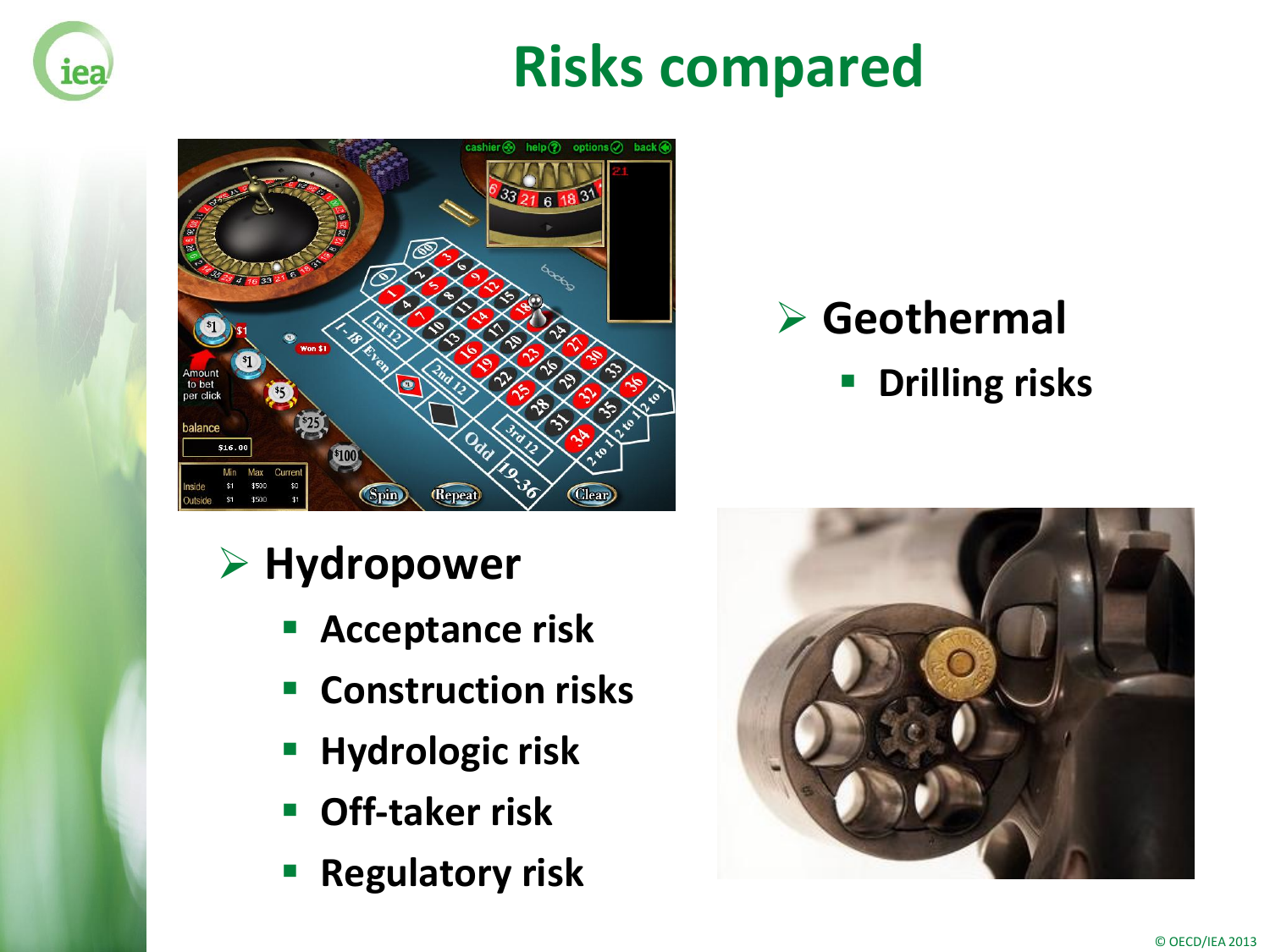# Risks compared

- Geothermal
  - Drilling risks

- Hydropower
  - Acceptance risk
  - Construction risks
  - Hydrologic risk
  - Off-taker risk
  - Regulatory risk